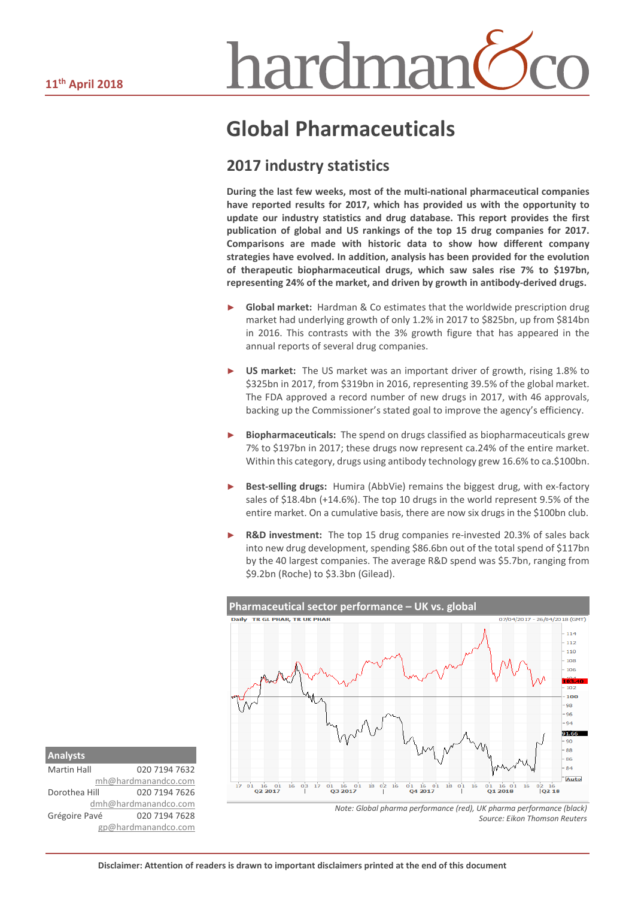11th April 2018

hardman&co

# Global Pharmaceuticals

## 2017 industry statistics

**During the last few weeks, most of the multi-national pharmaceutical companies have reported results for 2017, which has provided us with the opportunity to update our industry statistics and drug database. This report provides the first publication of global and US rankings of the top 15 drug companies for 2017. Comparisons are made with historic data to show how different company strategies have evolved. In addition, analysis has been provided for the evolution of therapeutic biopharmaceutical drugs, which saw sales rise 7% to $197bn, representing 24% of the market, and driven by growth in antibody-derived drugs.**

- **Global market:** Hardman & Co estimates that the worldwide prescription drug market had underlying growth of only 1.2% in 2017 to $825bn, up from $814bn in 2016. This contrasts with the 3% growth figure that has appeared in the annual reports of several drug companies.
- **US market:** The US market was an important driver of growth, rising 1.8% to $325bn in 2017, from $319bn in 2016, representing 39.5% of the global market. The FDA approved a record number of new drugs in 2017, with 46 approvals, backing up the Commissioner's stated goal to improve the agency's efficiency.
- **Biopharmaceuticals:** The spend on drugs classified as biopharmaceuticals grew 7% to $197bn in 2017; these drugs now represent ca.24% of the entire market. Within this category, drugs using antibody technology grew 16.6% to ca.$100bn.
- **Best-selling drugs:** Humira (AbbVie) remains the biggest drug, with ex-factory sales of $18.4bn (+14.6%). The top 10 drugs in the world represent 9.5% of the entire market. On a cumulative basis, there are now six drugs in the $100bn club.
- **R&D investment:** The top 15 drug companies re-invested 20.3% of sales back into new drug development, spending $86.6bn out of the total spend of $117bn by the 40 largest companies. The average R&D spend was $5.7bn, ranging from $9.2bn (Roche) to $3.3bn (Gilead).

**Pharmaceutical sector performance – UK vs. global**

*Note: Global pharma performance (red), UK pharma performance (black)*
*Source: Eikon Thomson Reuters*

| Analysts | |
|---|---|
| Martin Hall | 020 7194 7632 |
| | mh@hardmanandco.com |
| Dorothea Hill | 020 7194 7626 |
| | dmh@hardmanandco.com |
| Grégoire Pavé | 020 7194 7628 |
| | gp@hardmanandco.com |

**Disclaimer: Attention of readers is drawn to important disclaimers printed at the end of this document**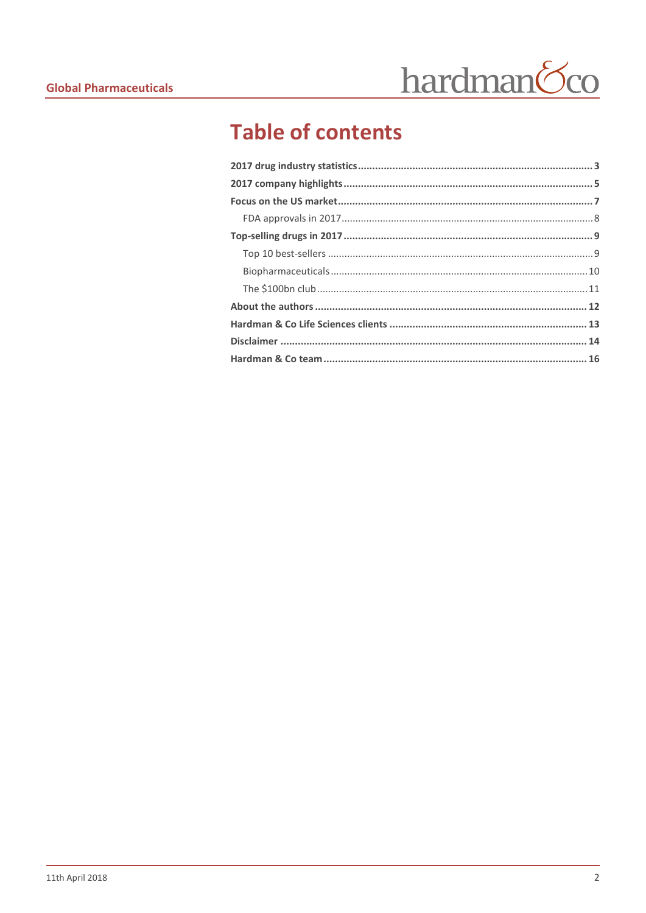# Table of contents

**2017 drug industry statistics** .......... **3**

**2017 company highlights** .......... **5**

**Focus on the US market** .......... **7**

- FDA approvals in 2017 .......... 8

**Top-selling drugs in 2017** .......... **9**

- Top 10 best-sellers .......... 9
- Biopharmaceuticals .......... 10
- The $100bn club .......... 11

**About the authors** .......... **12**

**Hardman & Co Life Sciences clients** .......... **13**

**Disclaimer** .......... **14**

**Hardman & Co team** .......... **16**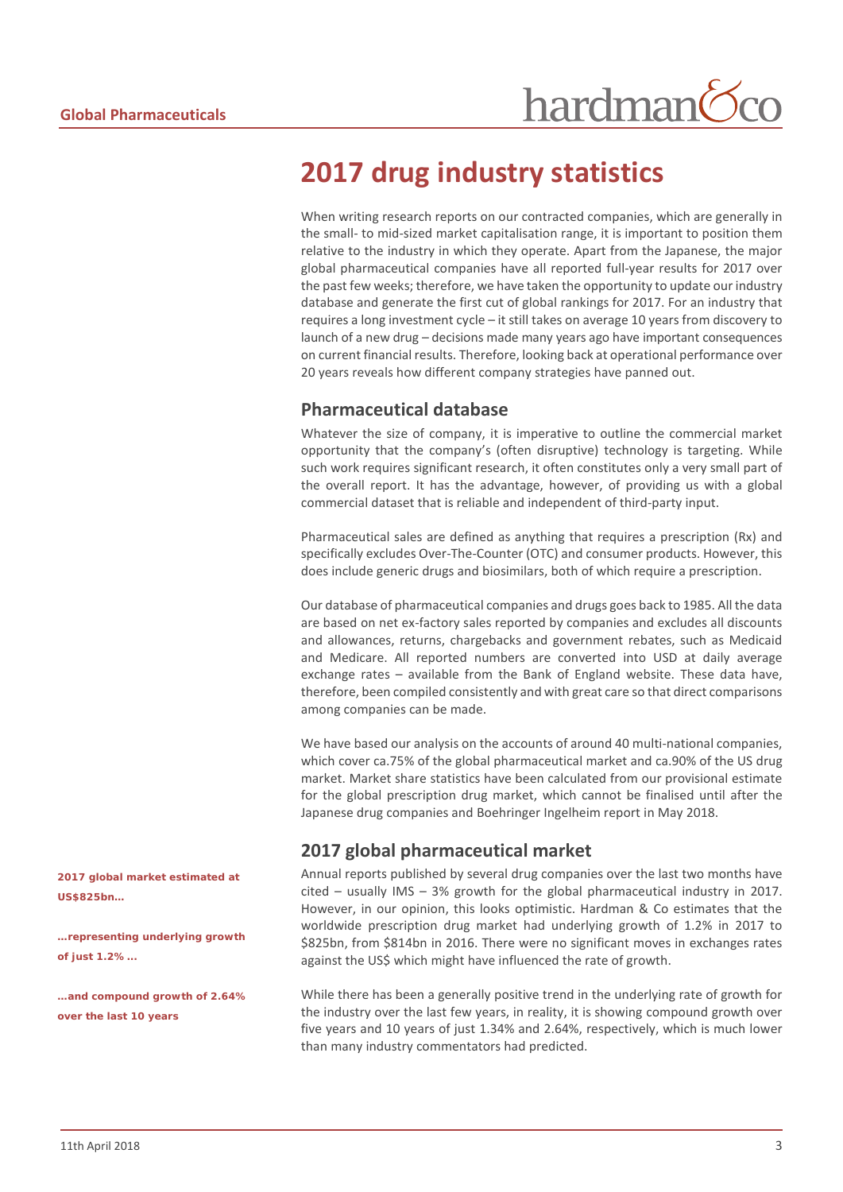# 2017 drug industry statistics

When writing research reports on our contracted companies, which are generally in the small- to mid-sized market capitalisation range, it is important to position them relative to the industry in which they operate. Apart from the Japanese, the major global pharmaceutical companies have all reported full-year results for 2017 over the past few weeks; therefore, we have taken the opportunity to update our industry database and generate the first cut of global rankings for 2017. For an industry that requires a long investment cycle – it still takes on average 10 years from discovery to launch of a new drug – decisions made many years ago have important consequences on current financial results. Therefore, looking back at operational performance over 20 years reveals how different company strategies have panned out.

## Pharmaceutical database

Whatever the size of company, it is imperative to outline the commercial market opportunity that the company's (often disruptive) technology is targeting. While such work requires significant research, it often constitutes only a very small part of the overall report. It has the advantage, however, of providing us with a global commercial dataset that is reliable and independent of third-party input.

Pharmaceutical sales are defined as anything that requires a prescription (Rx) and specifically excludes Over-The-Counter (OTC) and consumer products. However, this does include generic drugs and biosimilars, both of which require a prescription.

Our database of pharmaceutical companies and drugs goes back to 1985. All the data are based on net ex-factory sales reported by companies and excludes all discounts and allowances, returns, chargebacks and government rebates, such as Medicaid and Medicare. All reported numbers are converted into USD at daily average exchange rates – available from the Bank of England website. These data have, therefore, been compiled consistently and with great care so that direct comparisons among companies can be made.

We have based our analysis on the accounts of around 40 multi-national companies, which cover ca.75% of the global pharmaceutical market and ca.90% of the US drug market. Market share statistics have been calculated from our provisional estimate for the global prescription drug market, which cannot be finalised until after the Japanese drug companies and Boehringer Ingelheim report in May 2018.

## 2017 global pharmaceutical market

**2017 global market estimated at US$825bn…**

**…representing underlying growth of just 1.2% …**

**…and compound growth of 2.64% over the last 10 years**

Annual reports published by several drug companies over the last two months have cited – usually IMS – 3% growth for the global pharmaceutical industry in 2017. However, in our opinion, this looks optimistic. Hardman & Co estimates that the worldwide prescription drug market had underlying growth of 1.2% in 2017 to $825bn, from $814bn in 2016. There were no significant moves in exchanges rates against the US$ which might have influenced the rate of growth.

While there has been a generally positive trend in the underlying rate of growth for the industry over the last few years, in reality, it is showing compound growth over five years and 10 years of just 1.34% and 2.64%, respectively, which is much lower than many industry commentators had predicted.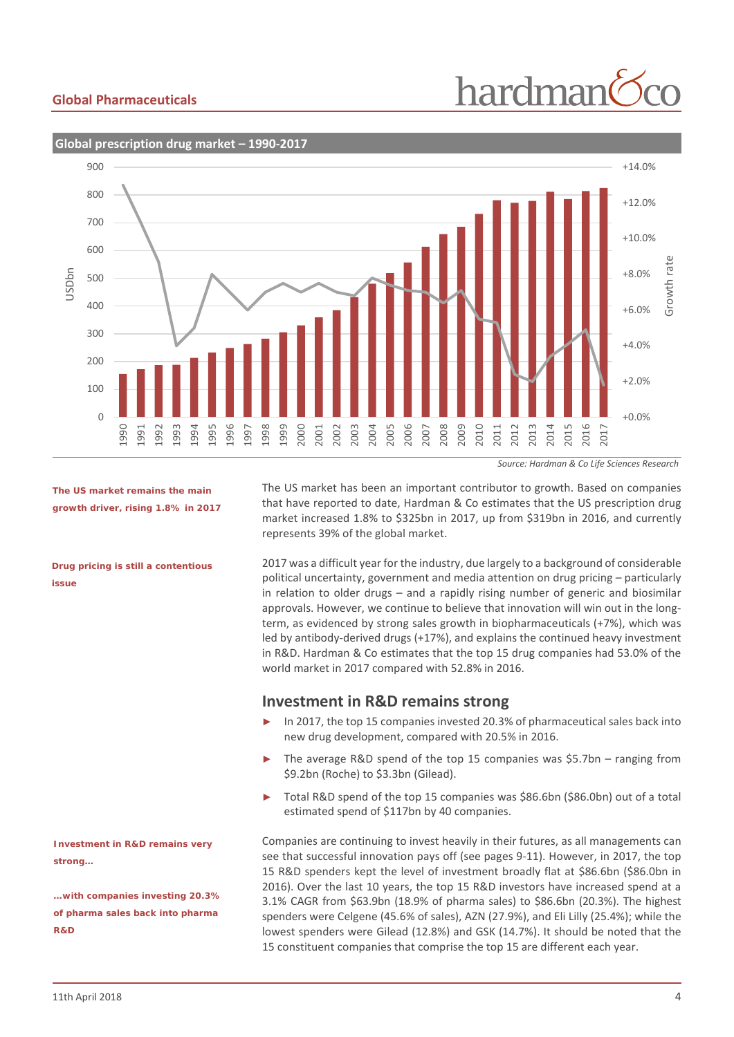## Global prescription drug market – 1990-2017

Source: Hardman & Co Life Sciences Research

**The US market remains the main growth driver, rising 1.8% in 2017**

The US market has been an important contributor to growth. Based on companies that have reported to date, Hardman & Co estimates that the US prescription drug market increased 1.8% to $325bn in 2017, up from $319bn in 2016, and currently represents 39% of the global market.

**Drug pricing is still a contentious issue**

2017 was a difficult year for the industry, due largely to a background of considerable political uncertainty, government and media attention on drug pricing – particularly in relation to older drugs – and a rapidly rising number of generic and biosimilar approvals. However, we continue to believe that innovation will win out in the long-term, as evidenced by strong sales growth in biopharmaceuticals (+7%), which was led by antibody-derived drugs (+17%), and explains the continued heavy investment in R&D. Hardman & Co estimates that the top 15 drug companies had 53.0% of the world market in 2017 compared with 52.8% in 2016.

## Investment in R&D remains strong

- In 2017, the top 15 companies invested 20.3% of pharmaceutical sales back into new drug development, compared with 20.5% in 2016.
- The average R&D spend of the top 15 companies was $5.7bn – ranging from $9.2bn (Roche) to $3.3bn (Gilead).
- Total R&D spend of the top 15 companies was $86.6bn ($86.0bn) out of a total estimated spend of $117bn by 40 companies.

**Investment in R&D remains very strong…**

**…with companies investing 20.3% of pharma sales back into pharma R&D**

Companies are continuing to invest heavily in their futures, as all managements can see that successful innovation pays off (see pages 9-11). However, in 2017, the top 15 R&D spenders kept the level of investment broadly flat at $86.6bn ($86.0bn in 2016). Over the last 10 years, the top 15 R&D investors have increased spend at a 3.1% CAGR from $63.9bn (18.9% of pharma sales) to $86.6bn (20.3%). The highest spenders were Celgene (45.6% of sales), AZN (27.9%), and Eli Lilly (25.4%); while the lowest spenders were Gilead (12.8%) and GSK (14.7%). It should be noted that the 15 constituent companies that comprise the top 15 are different each year.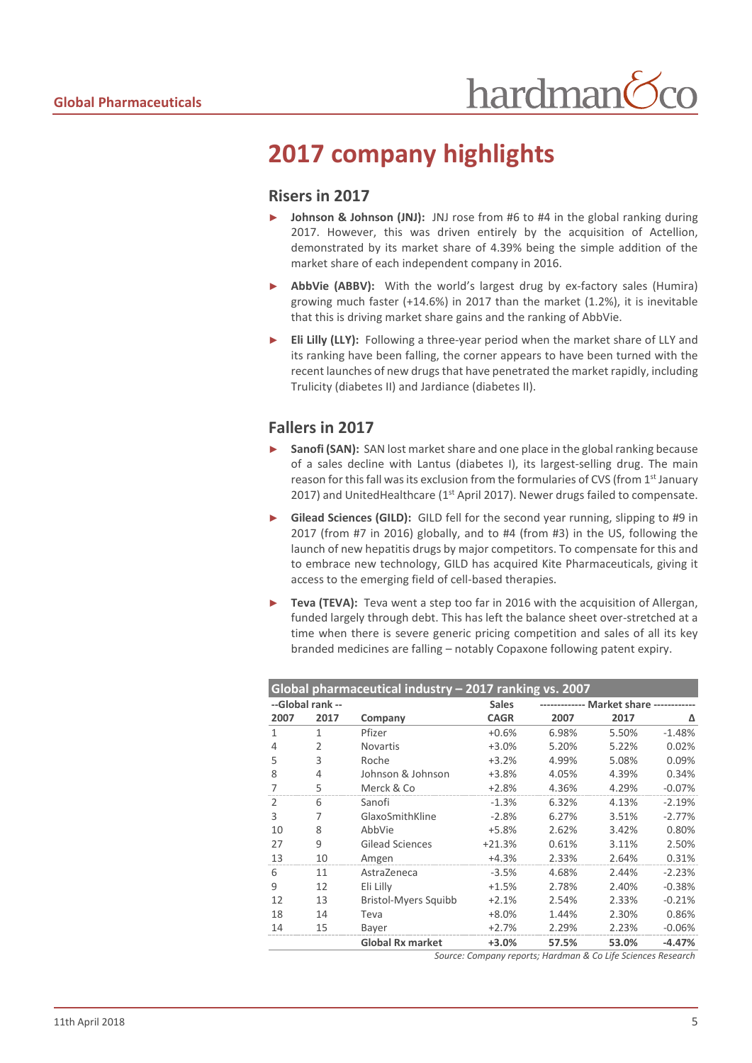# 2017 company highlights

## Risers in 2017

- **Johnson & Johnson (JNJ):** JNJ rose from #6 to #4 in the global ranking during 2017. However, this was driven entirely by the acquisition of Actellion, demonstrated by its market share of 4.39% being the simple addition of the market share of each independent company in 2016.
- **AbbVie (ABBV):** With the world's largest drug by ex-factory sales (Humira) growing much faster (+14.6%) in 2017 than the market (1.2%), it is inevitable that this is driving market share gains and the ranking of AbbVie.
- **Eli Lilly (LLY):** Following a three-year period when the market share of LLY and its ranking have been falling, the corner appears to have been turned with the recent launches of new drugs that have penetrated the market rapidly, including Trulicity (diabetes II) and Jardiance (diabetes II).

## Fallers in 2017

- **Sanofi (SAN):** SAN lost market share and one place in the global ranking because of a sales decline with Lantus (diabetes I), its largest-selling drug. The main reason for this fall was its exclusion from the formularies of CVS (from 1st January 2017) and UnitedHealthcare (1st April 2017). Newer drugs failed to compensate.
- **Gilead Sciences (GILD):** GILD fell for the second year running, slipping to #9 in 2017 (from #7 in 2016) globally, and to #4 (from #3) in the US, following the launch of new hepatitis drugs by major competitors. To compensate for this and to embrace new technology, GILD has acquired Kite Pharmaceuticals, giving it access to the emerging field of cell-based therapies.
- **Teva (TEVA):** Teva went a step too far in 2016 with the acquisition of Allergan, funded largely through debt. This has left the balance sheet over-stretched at a time when there is severe generic pricing competition and sales of all its key branded medicines are falling – notably Copaxone following patent expiry.

**Global pharmaceutical industry – 2017 ranking vs. 2007**

| --Global rank -- | | | Sales | ------------ Market share ----------- | | |
|---|---|---|---|---|---|---|
| 2007 | 2017 | Company | CAGR | 2007 | 2017 | Δ |
| 1 | 1 | Pfizer | +0.6% | 6.98% | 5.50% | -1.48% |
| 4 | 2 | Novartis | +3.0% | 5.20% | 5.22% | 0.02% |
| 5 | 3 | Roche | +3.2% | 4.99% | 5.08% | 0.09% |
| 8 | 4 | Johnson & Johnson | +3.8% | 4.05% | 4.39% | 0.34% |
| 7 | 5 | Merck & Co | +2.8% | 4.36% | 4.29% | -0.07% |
| 2 | 6 | Sanofi | -1.3% | 6.32% | 4.13% | -2.19% |
| 3 | 7 | GlaxoSmithKline | -2.8% | 6.27% | 3.51% | -2.77% |
| 10 | 8 | AbbVie | +5.8% | 2.62% | 3.42% | 0.80% |
| 27 | 9 | Gilead Sciences | +21.3% | 0.61% | 3.11% | 2.50% |
| 13 | 10 | Amgen | +4.3% | 2.33% | 2.64% | 0.31% |
| 6 | 11 | AstraZeneca | -3.5% | 4.68% | 2.44% | -2.23% |
| 9 | 12 | Eli Lilly | +1.5% | 2.78% | 2.40% | -0.38% |
| 12 | 13 | Bristol-Myers Squibb | +2.1% | 2.54% | 2.33% | -0.21% |
| 18 | 14 | Teva | +8.0% | 1.44% | 2.30% | 0.86% |
| 14 | 15 | Bayer | +2.7% | 2.29% | 2.23% | -0.06% |
| | | **Global Rx market** | **+3.0%** | **57.5%** | **53.0%** | **-4.47%** |

*Source: Company reports; Hardman & Co Life Sciences Research*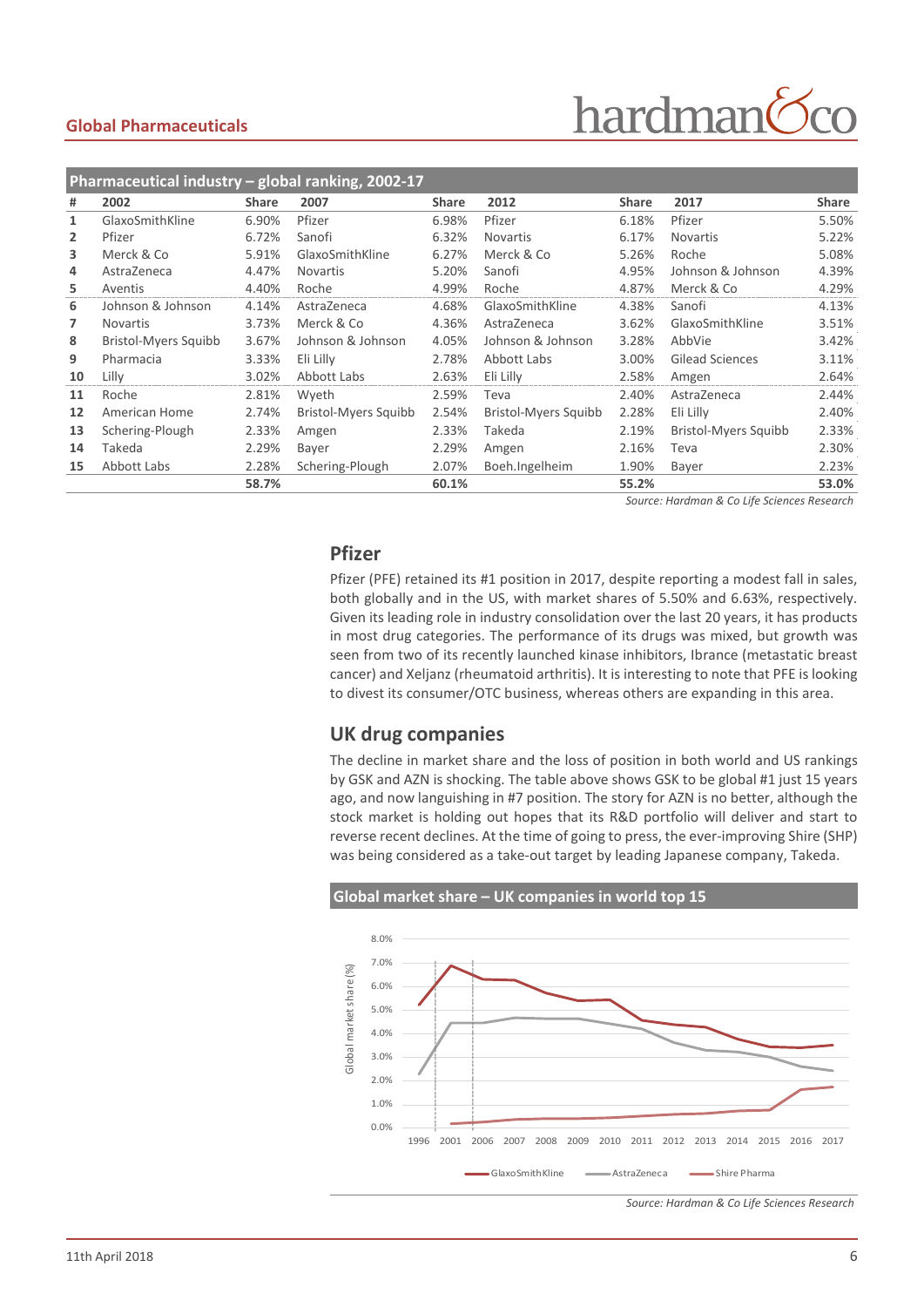**Pharmaceutical industry – global ranking, 2002-17**

| # | 2002 | Share | 2007 | Share | 2012 | Share | 2017 | Share |
|---|---|---|---|---|---|---|---|---|
| 1 | GlaxoSmithKline | 6.90% | Pfizer | 6.98% | Pfizer | 6.18% | Pfizer | 5.50% |
| 2 | Pfizer | 6.72% | Sanofi | 6.32% | Novartis | 6.17% | Novartis | 5.22% |
| 3 | Merck & Co | 5.91% | GlaxoSmithKline | 6.27% | Merck & Co | 5.26% | Roche | 5.08% |
| 4 | AstraZeneca | 4.47% | Novartis | 5.20% | Sanofi | 4.95% | Johnson & Johnson | 4.39% |
| 5 | Aventis | 4.40% | Roche | 4.99% | Roche | 4.87% | Merck & Co | 4.29% |
| 6 | Johnson & Johnson | 4.14% | AstraZeneca | 4.68% | GlaxoSmithKline | 4.38% | Sanofi | 4.13% |
| 7 | Novartis | 3.73% | Merck & Co | 4.36% | AstraZeneca | 3.62% | GlaxoSmithKline | 3.51% |
| 8 | Bristol-Myers Squibb | 3.67% | Johnson & Johnson | 4.05% | Johnson & Johnson | 3.28% | AbbVie | 3.42% |
| 9 | Pharmacia | 3.33% | Eli Lilly | 2.78% | Abbott Labs | 3.00% | Gilead Sciences | 3.11% |
| 10 | Lilly | 3.02% | Abbott Labs | 2.63% | Eli Lilly | 2.58% | Amgen | 2.64% |
| 11 | Roche | 2.81% | Wyeth | 2.59% | Teva | 2.40% | AstraZeneca | 2.44% |
| 12 | American Home | 2.74% | Bristol-Myers Squibb | 2.54% | Bristol-Myers Squibb | 2.28% | Eli Lilly | 2.40% |
| 13 | Schering-Plough | 2.33% | Amgen | 2.33% | Takeda | 2.19% | Bristol-Myers Squibb | 2.33% |
| 14 | Takeda | 2.29% | Bayer | 2.29% | Amgen | 2.16% | Teva | 2.30% |
| 15 | Abbott Labs | 2.28% | Schering-Plough | 2.07% | Boeh.Ingelheim | 1.90% | Bayer | 2.23% |
| | | **58.7%** | | **60.1%** | | **55.2%** | | **53.0%** |

*Source: Hardman & Co Life Sciences Research*

## Pfizer

Pfizer (PFE) retained its #1 position in 2017, despite reporting a modest fall in sales, both globally and in the US, with market shares of 5.50% and 6.63%, respectively. Given its leading role in industry consolidation over the last 20 years, it has products in most drug categories. The performance of its drugs was mixed, but growth was seen from two of its recently launched kinase inhibitors, Ibrance (metastatic breast cancer) and Xeljanz (rheumatoid arthritis). It is interesting to note that PFE is looking to divest its consumer/OTC business, whereas others are expanding in this area.

## UK drug companies

The decline in market share and the loss of position in both world and US rankings by GSK and AZN is shocking. The table above shows GSK to be global #1 just 15 years ago, and now languishing in #7 position. The story for AZN is no better, although the stock market is holding out hopes that its R&D portfolio will deliver and start to reverse recent declines. At the time of going to press, the ever-improving Shire (SHP) was being considered as a take-out target by leading Japanese company, Takeda.

**Global market share – UK companies in world top 15**

*Source: Hardman & Co Life Sciences Research*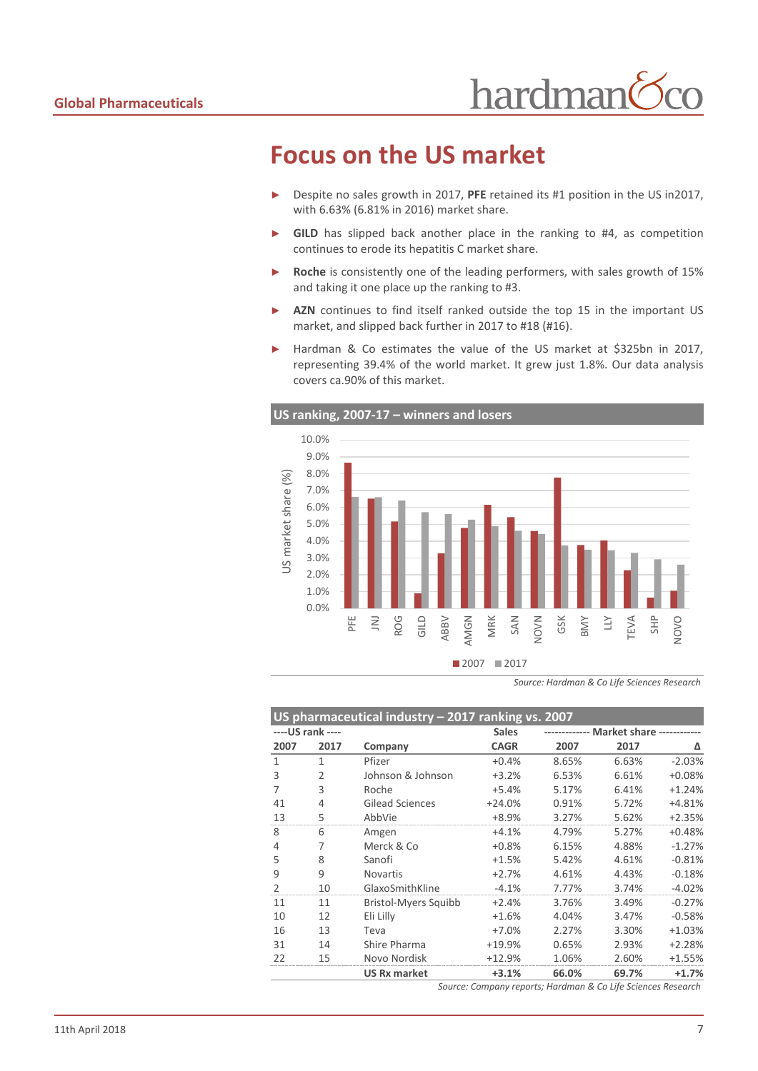# Focus on the US market

- Despite no sales growth in 2017, **PFE** retained its #1 position in the US in2017, with 6.63% (6.81% in 2016) market share.
- **GILD** has slipped back another place in the ranking to #4, as competition continues to erode its hepatitis C market share.
- **Roche** is consistently one of the leading performers, with sales growth of 15% and taking it one place up the ranking to #3.
- **AZN** continues to find itself ranked outside the top 15 in the important US market, and slipped back further in 2017 to #18 (#16).
- Hardman & Co estimates the value of the US market at $325bn in 2017, representing 39.4% of the world market. It grew just 1.8%. Our data analysis covers ca.90% of this market.

**US ranking, 2007-17 – winners and losers**

| Company | 2007 | 2017 |
|---|---|---|
| PFE | | |
| JNJ | | |
| ROG | | |
| GILD | | |
| ABBV | | |
| AMGN | | |
| MRK | | |
| SAN | | |
| NOVN | | |
| GSK | | |
| BMY | | |
| LLY | | |
| TEVA | | |
| SHP | | |
| NOVO | | |

*Source: Hardman & Co Life Sciences Research*

**US pharmaceutical industry – 2017 ranking vs. 2007**

| ----US rank ---- | | | Sales | ------------ Market share ------------ | | |
|---|---|---|---|---|---|---|
| 2007 | 2017 | Company | CAGR | 2007 | 2017 | Δ |
| 1 | 1 | Pfizer | +0.4% | 8.65% | 6.63% | -2.03% |
| 3 | 2 | Johnson & Johnson | +3.2% | 6.53% | 6.61% | +0.08% |
| 7 | 3 | Roche | +5.4% | 5.17% | 6.41% | +1.24% |
| 41 | 4 | Gilead Sciences | +24.0% | 0.91% | 5.72% | +4.81% |
| 13 | 5 | AbbVie | +8.9% | 3.27% | 5.62% | +2.35% |
| 8 | 6 | Amgen | +4.1% | 4.79% | 5.27% | +0.48% |
| 4 | 7 | Merck & Co | +0.8% | 6.15% | 4.88% | -1.27% |
| 5 | 8 | Sanofi | +1.5% | 5.42% | 4.61% | -0.81% |
| 9 | 9 | Novartis | +2.7% | 4.61% | 4.43% | -0.18% |
| 2 | 10 | GlaxoSmithKline | -4.1% | 7.77% | 3.74% | -4.02% |
| 11 | 11 | Bristol-Myers Squibb | +2.4% | 3.76% | 3.49% | -0.27% |
| 10 | 12 | Eli Lilly | +1.6% | 4.04% | 3.47% | -0.58% |
| 16 | 13 | Teva | +7.0% | 2.27% | 3.30% | +1.03% |
| 31 | 14 | Shire Pharma | +19.9% | 0.65% | 2.93% | +2.28% |
| 22 | 15 | Novo Nordisk | +12.9% | 1.06% | 2.60% | +1.55% |
| | | **US Rx market** | **+3.1%** | **66.0%** | **69.7%** | **+1.7%** |

*Source: Company reports; Hardman & Co Life Sciences Research*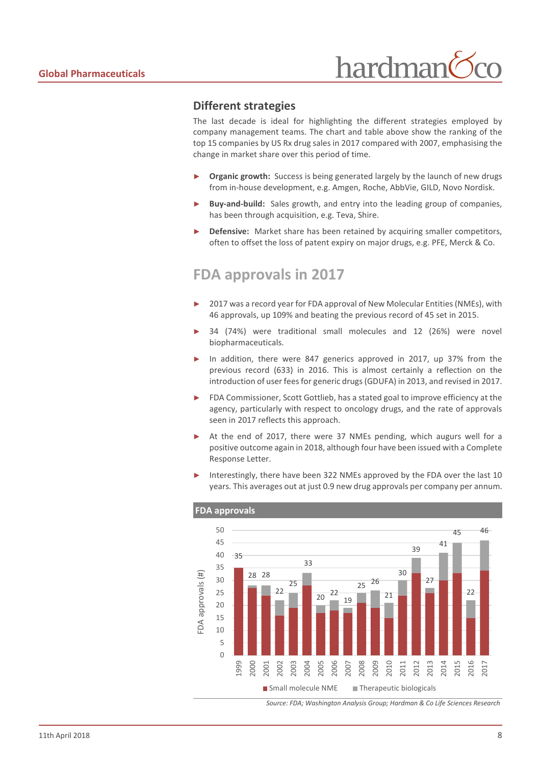## Different strategies

The last decade is ideal for highlighting the different strategies employed by company management teams. The chart and table above show the ranking of the top 15 companies by US Rx drug sales in 2017 compared with 2007, emphasising the change in market share over this period of time.

- **Organic growth:** Success is being generated largely by the launch of new drugs from in-house development, e.g. Amgen, Roche, AbbVie, GILD, Novo Nordisk.
- **Buy-and-build:** Sales growth, and entry into the leading group of companies, has been through acquisition, e.g. Teva, Shire.
- **Defensive:** Market share has been retained by acquiring smaller competitors, often to offset the loss of patent expiry on major drugs, e.g. PFE, Merck & Co.

## FDA approvals in 2017

- 2017 was a record year for FDA approval of New Molecular Entities (NMEs), with 46 approvals, up 109% and beating the previous record of 45 set in 2015.
- 34 (74%) were traditional small molecules and 12 (26%) were novel biopharmaceuticals.
- In addition, there were 847 generics approved in 2017, up 37% from the previous record (633) in 2016. This is almost certainly a reflection on the introduction of user fees for generic drugs (GDUFA) in 2013, and revised in 2017.
- FDA Commissioner, Scott Gottlieb, has a stated goal to improve efficiency at the agency, particularly with respect to oncology drugs, and the rate of approvals seen in 2017 reflects this approach.
- At the end of 2017, there were 37 NMEs pending, which augurs well for a positive outcome again in 2018, although four have been issued with a Complete Response Letter.
- Interestingly, there have been 322 NMEs approved by the FDA over the last 10 years. This averages out at just 0.9 new drug approvals per company per annum.

**FDA approvals**

| Year | Total FDA approvals (#) |
|---|---|
| 1999 | 35 |
| 2000 | 28 |
| 2001 | 28 |
| 2002 | 22 |
| 2003 | 25 |
| 2004 | 33 |
| 2005 | 20 |
| 2006 | 22 |
| 2007 | 19 |
| 2008 | 25 |
| 2009 | 26 |
| 2010 | 21 |
| 2011 | 30 |
| 2012 | 39 |
| 2013 | 27 |
| 2014 | 41 |
| 2015 | 45 |
| 2016 | 22 |
| 2017 | 46 |

Small molecule NME; Therapeutic biologicals

*Source: FDA; Washington Analysis Group; Hardman & Co Life Sciences Research*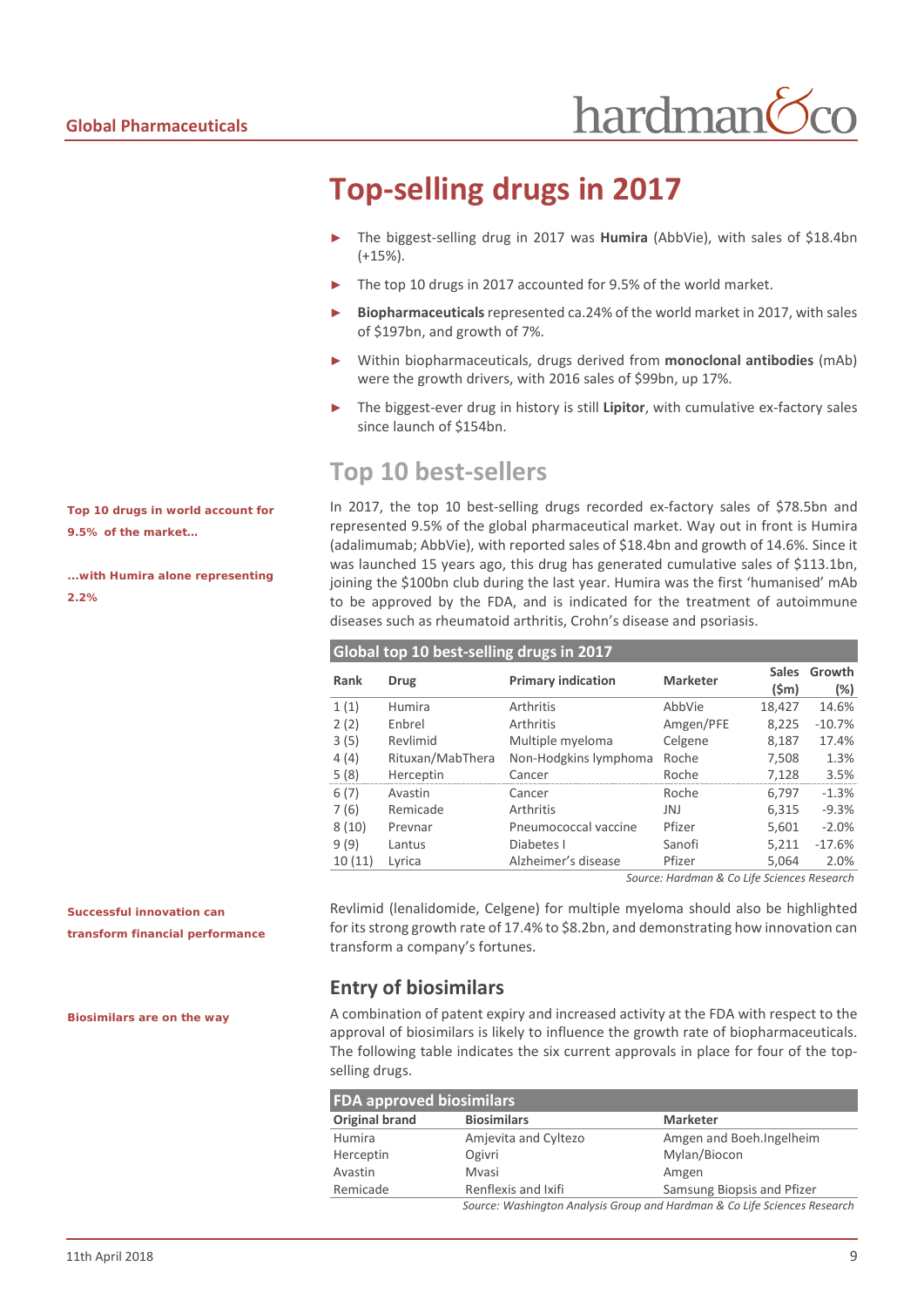# Top-selling drugs in 2017

- The biggest-selling drug in 2017 was **Humira** (AbbVie), with sales of $18.4bn (+15%).
- The top 10 drugs in 2017 accounted for 9.5% of the world market.
- **Biopharmaceuticals** represented ca.24% of the world market in 2017, with sales of $197bn, and growth of 7%.
- Within biopharmaceuticals, drugs derived from **monoclonal antibodies** (mAb) were the growth drivers, with 2016 sales of $99bn, up 17%.
- The biggest-ever drug in history is still **Lipitor**, with cumulative ex-factory sales since launch of $154bn.

## Top 10 best-sellers

**Top 10 drugs in world account for 9.5% of the market…**

**…with Humira alone representing 2.2%**

In 2017, the top 10 best-selling drugs recorded ex-factory sales of $78.5bn and represented 9.5% of the global pharmaceutical market. Way out in front is Humira (adalimumab; AbbVie), with reported sales of $18.4bn and growth of 14.6%. Since it was launched 15 years ago, this drug has generated cumulative sales of $113.1bn, joining the $100bn club during the last year. Humira was the first 'humanised' mAb to be approved by the FDA, and is indicated for the treatment of autoimmune diseases such as rheumatoid arthritis, Crohn's disease and psoriasis.

**Global top 10 best-selling drugs in 2017**

| Rank | Drug | Primary indication | Marketer | Sales ($m) | Growth (%) |
|---|---|---|---|---|---|
| 1 (1) | Humira | Arthritis | AbbVie | 18,427 | 14.6% |
| 2 (2) | Enbrel | Arthritis | Amgen/PFE | 8,225 | -10.7% |
| 3 (5) | Revlimid | Multiple myeloma | Celgene | 8,187 | 17.4% |
| 4 (4) | Rituxan/MabThera | Non-Hodgkins lymphoma | Roche | 7,508 | 1.3% |
| 5 (8) | Herceptin | Cancer | Roche | 7,128 | 3.5% |
| 6 (7) | Avastin | Cancer | Roche | 6,797 | -1.3% |
| 7 (6) | Remicade | Arthritis | JNJ | 6,315 | -9.3% |
| 8 (10) | Prevnar | Pneumococcal vaccine | Pfizer | 5,601 | -2.0% |
| 9 (9) | Lantus | Diabetes I | Sanofi | 5,211 | -17.6% |
| 10 (11) | Lyrica | Alzheimer's disease | Pfizer | 5,064 | 2.0% |

*Source: Hardman & Co Life Sciences Research*

**Successful innovation can transform financial performance**

Revlimid (lenalidomide, Celgene) for multiple myeloma should also be highlighted for its strong growth rate of 17.4% to $8.2bn, and demonstrating how innovation can transform a company's fortunes.

### Entry of biosimilars

**Biosimilars are on the way**

A combination of patent expiry and increased activity at the FDA with respect to the approval of biosimilars is likely to influence the growth rate of biopharmaceuticals. The following table indicates the six current approvals in place for four of the top-selling drugs.

**FDA approved biosimilars**

| Original brand | Biosimilars | Marketer |
|---|---|---|
| Humira | Amjevita and Cyltezo | Amgen and Boeh.Ingelheim |
| Herceptin | Ogivri | Mylan/Biocon |
| Avastin | Mvasi | Amgen |
| Remicade | Renflexis and Ixifi | Samsung Biopsis and Pfizer |

*Source: Washington Analysis Group and Hardman & Co Life Sciences Research*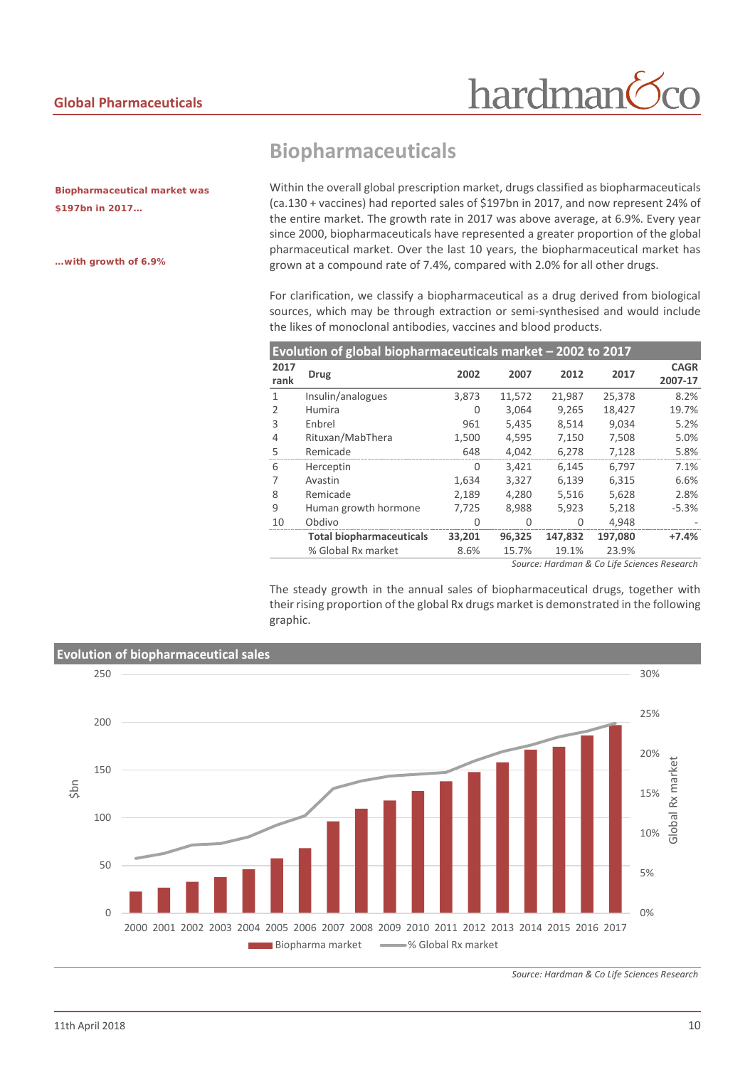# Biopharmaceuticals

**Biopharmaceutical market was $197bn in 2017…**

**…with growth of 6.9%**

Within the overall global prescription market, drugs classified as biopharmaceuticals (ca.130 + vaccines) had reported sales of $197bn in 2017, and now represent 24% of the entire market. The growth rate in 2017 was above average, at 6.9%. Every year since 2000, biopharmaceuticals have represented a greater proportion of the global pharmaceutical market. Over the last 10 years, the biopharmaceutical market has grown at a compound rate of 7.4%, compared with 2.0% for all other drugs.

For clarification, we classify a biopharmaceutical as a drug derived from biological sources, which may be through extraction or semi-synthesised and would include the likes of monoclonal antibodies, vaccines and blood products.

**Evolution of global biopharmaceuticals market – 2002 to 2017**

| 2017 rank | Drug | 2002 | 2007 | 2012 | 2017 | CAGR 2007-17 |
|---|---|---|---|---|---|---|
| 1 | Insulin/analogues | 3,873 | 11,572 | 21,987 | 25,378 | 8.2% |
| 2 | Humira | 0 | 3,064 | 9,265 | 18,427 | 19.7% |
| 3 | Enbrel | 961 | 5,435 | 8,514 | 9,034 | 5.2% |
| 4 | Rituxan/MabThera | 1,500 | 4,595 | 7,150 | 7,508 | 5.0% |
| 5 | Remicade | 648 | 4,042 | 6,278 | 7,128 | 5.8% |
| 6 | Herceptin | 0 | 3,421 | 6,145 | 6,797 | 7.1% |
| 7 | Avastin | 1,634 | 3,327 | 6,139 | 6,315 | 6.6% |
| 8 | Remicade | 2,189 | 4,280 | 5,516 | 5,628 | 2.8% |
| 9 | Human growth hormone | 7,725 | 8,988 | 5,923 | 5,218 | -5.3% |
| 10 | Obdivo | 0 | 0 | 0 | 4,948 | - |
| | **Total biopharmaceuticals** | **33,201** | **96,325** | **147,832** | **197,080** | **+7.4%** |
| | % Global Rx market | 8.6% | 15.7% | 19.1% | 23.9% | |

*Source: Hardman & Co Life Sciences Research*

The steady growth in the annual sales of biopharmaceutical drugs, together with their rising proportion of the global Rx drugs market is demonstrated in the following graphic.

**Evolution of biopharmaceutical sales**

*Source: Hardman & Co Life Sciences Research*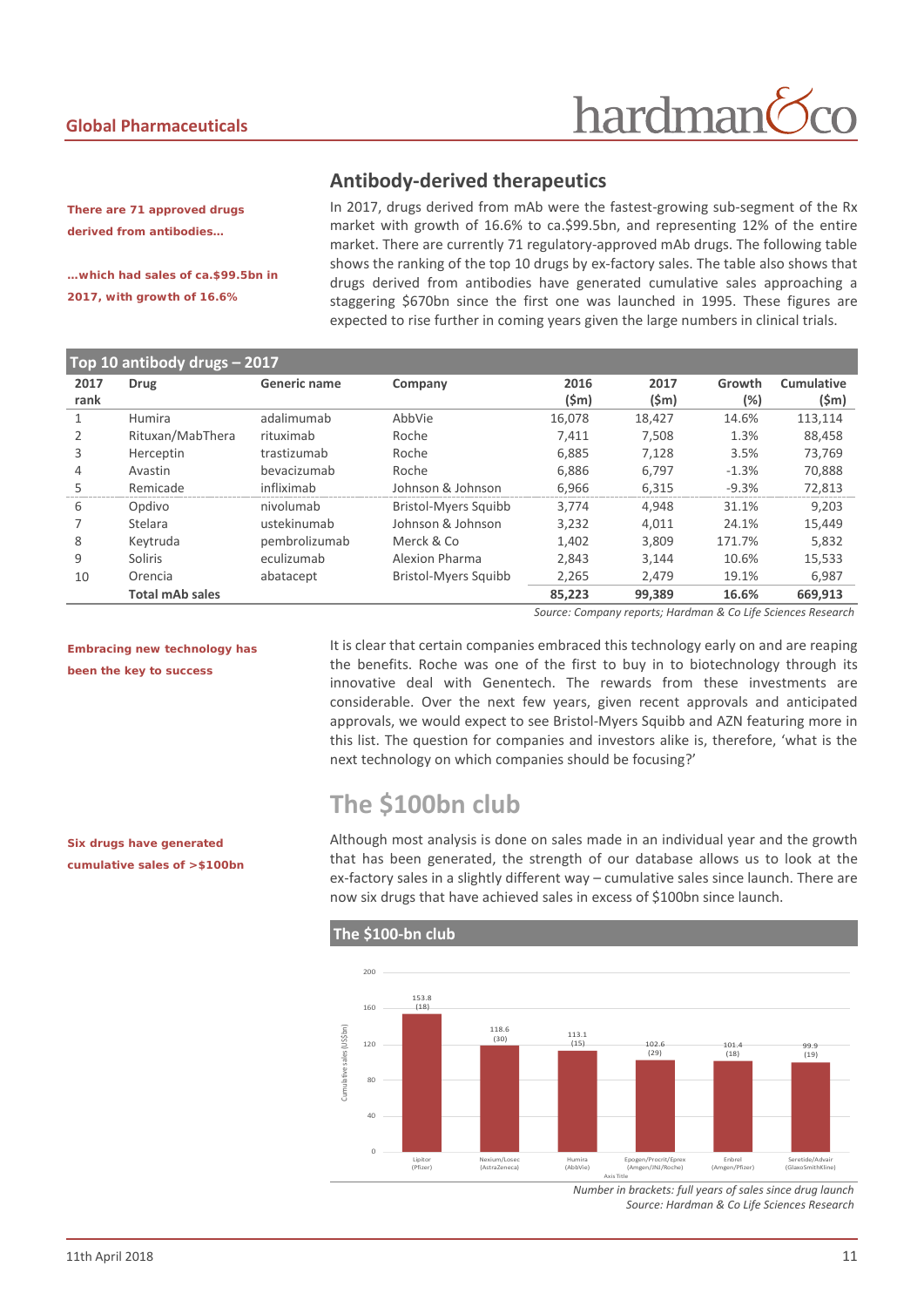## Antibody-derived therapeutics

**There are 71 approved drugs derived from antibodies…**

**…which had sales of ca.$99.5bn in 2017, with growth of 16.6%**

In 2017, drugs derived from mAb were the fastest-growing sub-segment of the Rx market with growth of 16.6% to ca.$99.5bn, and representing 12% of the entire market. There are currently 71 regulatory-approved mAb drugs. The following table shows the ranking of the top 10 drugs by ex-factory sales. The table also shows that drugs derived from antibodies have generated cumulative sales approaching a staggering $670bn since the first one was launched in 1995. These figures are expected to rise further in coming years given the large numbers in clinical trials.

**Top 10 antibody drugs – 2017**

| 2017 rank | Drug | Generic name | Company | 2016 ($m) | 2017 ($m) | Growth (%) | Cumulative ($m) |
|---|---|---|---|---|---|---|---|
| 1 | Humira | adalimumab | AbbVie | 16,078 | 18,427 | 14.6% | 113,114 |
| 2 | Rituxan/MabThera | rituximab | Roche | 7,411 | 7,508 | 1.3% | 88,458 |
| 3 | Herceptin | trastizumab | Roche | 6,885 | 7,128 | 3.5% | 73,769 |
| 4 | Avastin | bevacizumab | Roche | 6,886 | 6,797 | -1.3% | 70,888 |
| 5 | Remicade | infliximab | Johnson & Johnson | 6,966 | 6,315 | -9.3% | 72,813 |
| 6 | Opdivo | nivolumab | Bristol-Myers Squibb | 3,774 | 4,948 | 31.1% | 9,203 |
| 7 | Stelara | ustekinumab | Johnson & Johnson | 3,232 | 4,011 | 24.1% | 15,449 |
| 8 | Keytruda | pembrolizumab | Merck & Co | 1,402 | 3,809 | 171.7% | 5,832 |
| 9 | Soliris | eculizumab | Alexion Pharma | 2,843 | 3,144 | 10.6% | 15,533 |
| 10 | Orencia | abatacept | Bristol-Myers Squibb | 2,265 | 2,479 | 19.1% | 6,987 |
| | **Total mAb sales** | | | **85,223** | **99,389** | **16.6%** | **669,913** |

*Source: Company reports; Hardman & Co Life Sciences Research*

**Embracing new technology has been the key to success**

It is clear that certain companies embraced this technology early on and are reaping the benefits. Roche was one of the first to buy in to biotechnology through its innovative deal with Genentech. The rewards from these investments are considerable. Over the next few years, given recent approvals and anticipated approvals, we would expect to see Bristol-Myers Squibb and AZN featuring more in this list. The question for companies and investors alike is, therefore, 'what is the next technology on which companies should be focusing?'

## The $100bn club

**Six drugs have generated cumulative sales of >$100bn**

Although most analysis is done on sales made in an individual year and the growth that has been generated, the strength of our database allows us to look at the ex-factory sales in a slightly different way – cumulative sales since launch. There are now six drugs that have achieved sales in excess of $100bn since launch.

**The $100-bn club**

| Drug (Company) | Cumulative sales (US$bn) | Full years of sales since launch |
|---|---|---|
| Lipitor (Pfizer) | 153.8 | 18 |
| Nexium/Losec (AstraZeneca) | 118.6 | 30 |
| Humira (AbbVie) | 113.1 | 15 |
| Epogen/Procrit/Eprex (Amgen/J&J/Roche) | 102.6 | 29 |
| Enbrel (Amgen/Pfizer) | 101.4 | 18 |
| Seretide/Advair (GlaxoSmithKline) | 99.9 | 19 |

*Number in brackets: full years of sales since drug launch*
*Source: Hardman & Co Life Sciences Research*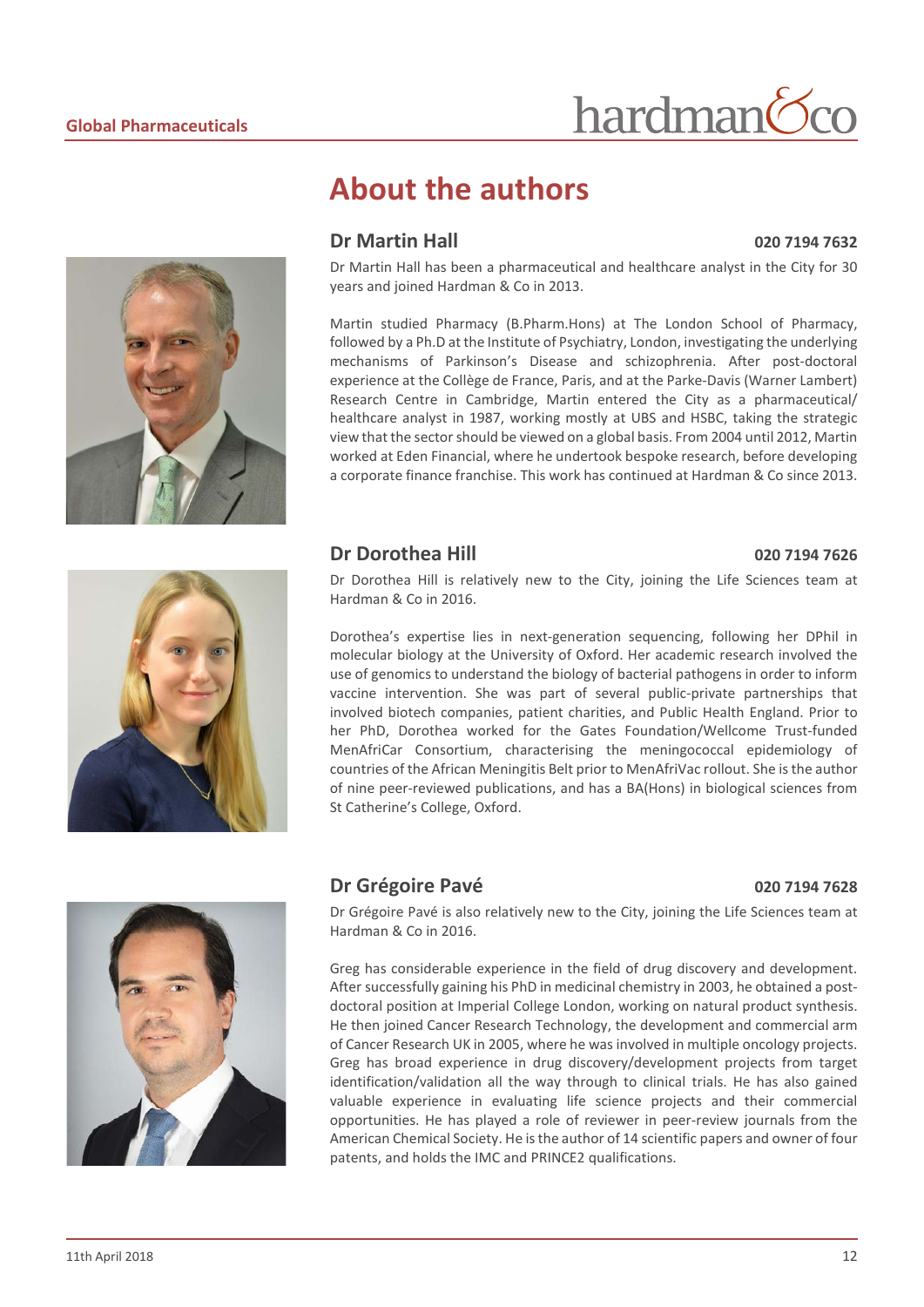# About the authors

## Dr Martin Hall

020 7194 7632

Dr Martin Hall has been a pharmaceutical and healthcare analyst in the City for 30 years and joined Hardman & Co in 2013.

Martin studied Pharmacy (B.Pharm.Hons) at The London School of Pharmacy, followed by a Ph.D at the Institute of Psychiatry, London, investigating the underlying mechanisms of Parkinson's Disease and schizophrenia. After post-doctoral experience at the Collège de France, Paris, and at the Parke-Davis (Warner Lambert) Research Centre in Cambridge, Martin entered the City as a pharmaceutical/ healthcare analyst in 1987, working mostly at UBS and HSBC, taking the strategic view that the sector should be viewed on a global basis. From 2004 until 2012, Martin worked at Eden Financial, where he undertook bespoke research, before developing a corporate finance franchise. This work has continued at Hardman & Co since 2013.

## Dr Dorothea Hill

020 7194 7626

Dr Dorothea Hill is relatively new to the City, joining the Life Sciences team at Hardman & Co in 2016.

Dorothea's expertise lies in next-generation sequencing, following her DPhil in molecular biology at the University of Oxford. Her academic research involved the use of genomics to understand the biology of bacterial pathogens in order to inform vaccine intervention. She was part of several public-private partnerships that involved biotech companies, patient charities, and Public Health England. Prior to her PhD, Dorothea worked for the Gates Foundation/Wellcome Trust-funded MenAfriCar Consortium, characterising the meningococcal epidemiology of countries of the African Meningitis Belt prior to MenAfriVac rollout. She is the author of nine peer-reviewed publications, and has a BA(Hons) in biological sciences from St Catherine's College, Oxford.

## Dr Grégoire Pavé

020 7194 7628

Dr Grégoire Pavé is also relatively new to the City, joining the Life Sciences team at Hardman & Co in 2016.

Greg has considerable experience in the field of drug discovery and development. After successfully gaining his PhD in medicinal chemistry in 2003, he obtained a post-doctoral position at Imperial College London, working on natural product synthesis. He then joined Cancer Research Technology, the development and commercial arm of Cancer Research UK in 2005, where he was involved in multiple oncology projects. Greg has broad experience in drug discovery/development projects from target identification/validation all the way through to clinical trials. He has also gained valuable experience in evaluating life science projects and their commercial opportunities. He has played a role of reviewer in peer-review journals from the American Chemical Society. He is the author of 14 scientific papers and owner of four patents, and holds the IMC and PRINCE2 qualifications.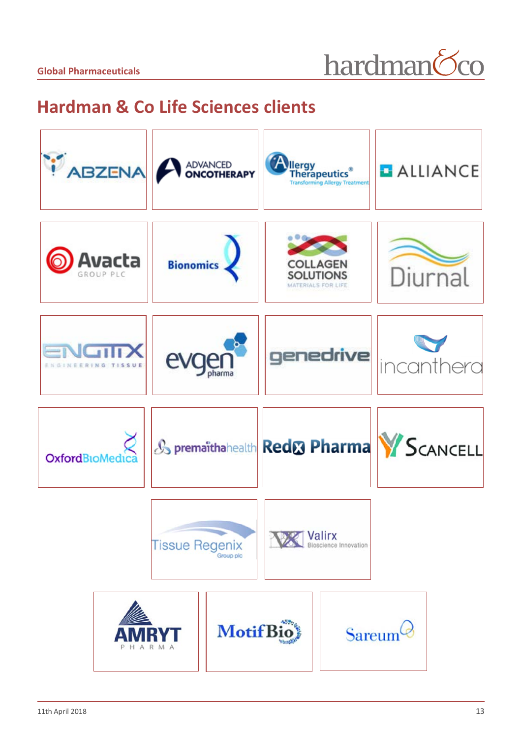# Hardman & Co Life Sciences clients

| | | | |
|---|---|---|---|
| ABZENA | ADVANCED ONCOTHERAPY | Allergy Therapeutics® Transforming Allergy Treatment | ALLIANCE |
| Avacta GROUP PLC | Bionomics | COLLAGEN SOLUTIONS MATERIALS FOR LIFE | Diurnal |
| ENGITIX ENGINEERING TISSUE | evgen pharma | genedrive | incanthera |
| OxfordBioMedica | premaithahealth | Redx Pharma | SCANCELL |
| Tissue Regenix Group plc | Valirx Bioscience Innovation | | |
| AMRYT PHARMA | MotifBio | Sareum | |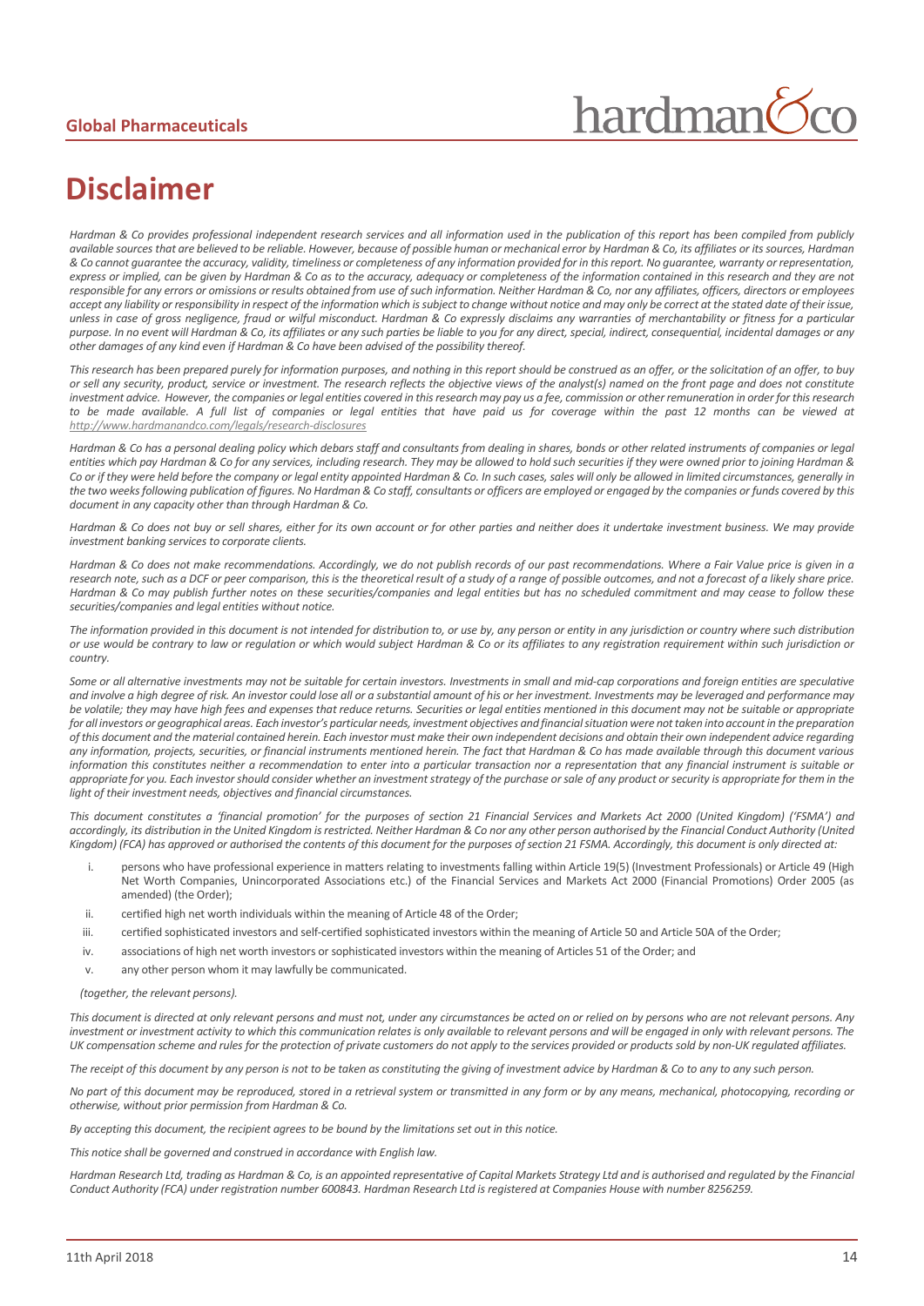# Disclaimer

*Hardman & Co provides professional independent research services and all information used in the publication of this report has been compiled from publicly available sources that are believed to be reliable. However, because of possible human or mechanical error by Hardman & Co, its affiliates or its sources, Hardman & Co cannot guarantee the accuracy, validity, timeliness or completeness of any information provided for in this report. No guarantee, warranty or representation, express or implied, can be given by Hardman & Co as to the accuracy, adequacy or completeness of the information contained in this research and they are not responsible for any errors or omissions or results obtained from use of such information. Neither Hardman & Co, nor any affiliates, officers, directors or employees accept any liability or responsibility in respect of the information which is subject to change without notice and may only be correct at the stated date of their issue, unless in case of gross negligence, fraud or wilful misconduct. Hardman & Co expressly disclaims any warranties of merchantability or fitness for a particular purpose. In no event will Hardman & Co, its affiliates or any such parties be liable to you for any direct, special, indirect, consequential, incidental damages or any other damages of any kind even if Hardman & Co have been advised of the possibility thereof.*

*This research has been prepared purely for information purposes, and nothing in this report should be construed as an offer, or the solicitation of an offer, to buy or sell any security, product, service or investment. The research reflects the objective views of the analyst(s) named on the front page and does not constitute investment advice. However, the companies or legal entities covered in this research may pay us a fee, commission or other remuneration in order for this research to be made available. A full list of companies or legal entities that have paid us for coverage within the past 12 months can be viewed at http://www.hardmanandco.com/legals/research-disclosures*

*Hardman & Co has a personal dealing policy which debars staff and consultants from dealing in shares, bonds or other related instruments of companies or legal entities which pay Hardman & Co for any services, including research. They may be allowed to hold such securities if they were owned prior to joining Hardman & Co or if they were held before the company or legal entity appointed Hardman & Co. In such cases, sales will only be allowed in limited circumstances, generally in the two weeks following publication of figures. No Hardman & Co staff, consultants or officers are employed or engaged by the companies or funds covered by this document in any capacity other than through Hardman & Co.*

*Hardman & Co does not buy or sell shares, either for its own account or for other parties and neither does it undertake investment business. We may provide investment banking services to corporate clients.*

*Hardman & Co does not make recommendations. Accordingly, we do not publish records of our past recommendations. Where a Fair Value price is given in a research note, such as a DCF or peer comparison, this is the theoretical result of a study of a range of possible outcomes, and not a forecast of a likely share price. Hardman & Co may publish further notes on these securities/companies and legal entities but has no scheduled commitment and may cease to follow these securities/companies and legal entities without notice.*

*The information provided in this document is not intended for distribution to, or use by, any person or entity in any jurisdiction or country where such distribution or use would be contrary to law or regulation or which would subject Hardman & Co or its affiliates to any registration requirement within such jurisdiction or country.*

*Some or all alternative investments may not be suitable for certain investors. Investments in small and mid-cap corporations and foreign entities are speculative and involve a high degree of risk. An investor could lose all or a substantial amount of his or her investment. Investments may be leveraged and performance may be volatile; they may have high fees and expenses that reduce returns. Securities or legal entities mentioned in this document may not be suitable or appropriate for all investors or geographical areas. Each investor's particular needs, investment objectives and financial situation were not taken into account in the preparation of this document and the material contained herein. Each investor must make their own independent decisions and obtain their own independent advice regarding any information, projects, securities, or financial instruments mentioned herein. The fact that Hardman & Co has made available through this document various information this constitutes neither a recommendation to enter into a particular transaction nor a representation that any financial instrument is suitable or appropriate for you. Each investor should consider whether an investment strategy of the purchase or sale of any product or security is appropriate for them in the light of their investment needs, objectives and financial circumstances.*

*This document constitutes a 'financial promotion' for the purposes of section 21 Financial Services and Markets Act 2000 (United Kingdom) ('FSMA') and accordingly, its distribution in the United Kingdom is restricted. Neither Hardman & Co nor any other person authorised by the Financial Conduct Authority (United Kingdom) (FCA) has approved or authorised the contents of this document for the purposes of section 21 FSMA. Accordingly, this document is only directed at:*

i. persons who have professional experience in matters relating to investments falling within Article 19(5) (Investment Professionals) or Article 49 (High Net Worth Companies, Unincorporated Associations etc.) of the Financial Services and Markets Act 2000 (Financial Promotions) Order 2005 (as amended) (the Order);
ii. certified high net worth individuals within the meaning of Article 48 of the Order;
iii. certified sophisticated investors and self-certified sophisticated investors within the meaning of Article 50 and Article 50A of the Order;
iv. associations of high net worth investors or sophisticated investors within the meaning of Articles 51 of the Order; and
v. any other person whom it may lawfully be communicated.

*(together, the relevant persons).*

*This document is directed at only relevant persons and must not, under any circumstances be acted on or relied on by persons who are not relevant persons. Any investment or investment activity to which this communication relates is only available to relevant persons and will be engaged in only with relevant persons. The UK compensation scheme and rules for the protection of private customers do not apply to the services provided or products sold by non-UK regulated affiliates.*

*The receipt of this document by any person is not to be taken as constituting the giving of investment advice by Hardman & Co to any to any such person.*

*No part of this document may be reproduced, stored in a retrieval system or transmitted in any form or by any means, mechanical, photocopying, recording or otherwise, without prior permission from Hardman & Co.*

*By accepting this document, the recipient agrees to be bound by the limitations set out in this notice.*

*This notice shall be governed and construed in accordance with English law.*

*Hardman Research Ltd, trading as Hardman & Co, is an appointed representative of Capital Markets Strategy Ltd and is authorised and regulated by the Financial Conduct Authority (FCA) under registration number 600843. Hardman Research Ltd is registered at Companies House with number 8256259.*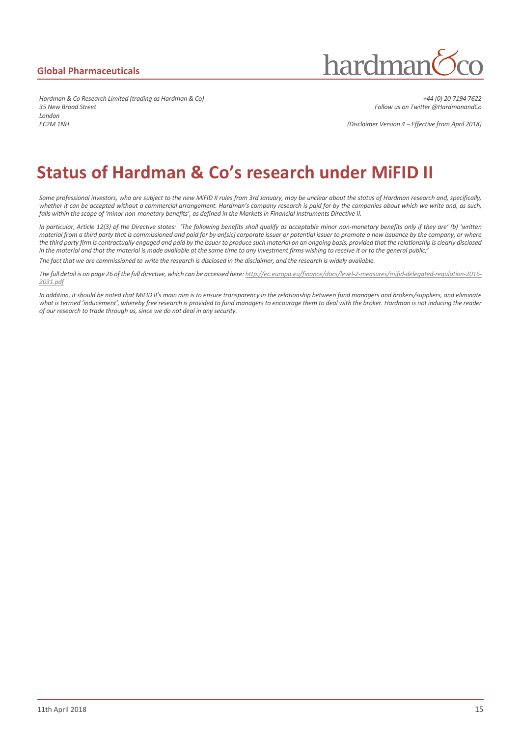Hardman & Co Research Limited (trading as Hardman & Co)
35 New Broad Street
London
EC2M 1NH

+44 (0) 20 7194 7622
Follow us on Twitter @HardmanandCo

(Disclaimer Version 4 – Effective from April 2018)

# Status of Hardman & Co's research under MiFID II

*Some professional investors, who are subject to the new MiFID II rules from 3rd January, may be unclear about the status of Hardman research and, specifically, whether it can be accepted without a commercial arrangement. Hardman's company research is paid for by the companies about which we write and, as such, falls within the scope of 'minor non-monetary benefits', as defined in the Markets in Financial Instruments Directive II.*

*In particular, Article 12(3) of the Directive states: 'The following benefits shall qualify as acceptable minor non-monetary benefits only if they are' (b) 'written material from a third party that is commissioned and paid for by an[sic] corporate issuer or potential issuer to promote a new issuance by the company, or where the third party firm is contractually engaged and paid by the issuer to produce such material on an ongoing basis, provided that the relationship is clearly disclosed in the material and that the material is made available at the same time to any investment firms wishing to receive it or to the general public;'*

*The fact that we are commissioned to write the research is disclosed in the disclaimer, and the research is widely available.*

*The full detail is on page 26 of the full directive, which can be accessed here: http://ec.europa.eu/finance/docs/level-2-measures/mifid-delegated-regulation-2016-2031.pdf*

*In addition, it should be noted that MiFID II's main aim is to ensure transparency in the relationship between fund managers and brokers/suppliers, and eliminate what is termed 'inducement', whereby free research is provided to fund managers to encourage them to deal with the broker. Hardman is not inducing the reader of our research to trade through us, since we do not deal in any security.*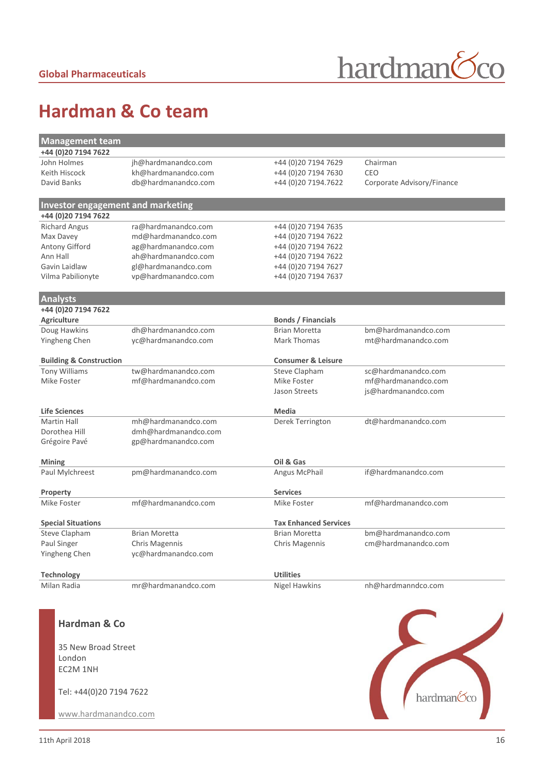# Hardman & Co team

| Management team | | | |
|---|---|---|---|
| **+44 (0)20 7194 7622** | | | |
| John Holmes | jh@hardmanandco.com | +44 (0)20 7194 7629 | Chairman |
| Keith Hiscock | kh@hardmanandco.com | +44 (0)20 7194 7630 | CEO |
| David Banks | db@hardmanandco.com | +44 (0)20 7194.7622 | Corporate Advisory/Finance |

| Investor engagement and marketing | | |
|---|---|---|
| **+44 (0)20 7194 7622** | | |
| Richard Angus | ra@hardmanandco.com | +44 (0)20 7194 7635 |
| Max Davey | md@hardmanandco.com | +44 (0)20 7194 7622 |
| Antony Gifford | ag@hardmanandco.com | +44 (0)20 7194 7622 |
| Ann Hall | ah@hardmanandco.com | +44 (0)20 7194 7622 |
| Gavin Laidlaw | gl@hardmanandco.com | +44 (0)20 7194 7627 |
| Vilma Pabilionyte | vp@hardmanandco.com | +44 (0)20 7194 7637 |

## Analysts

**+44 (0)20 7194 7622**

| **Agriculture** | | **Bonds / Financials** | |
|---|---|---|---|
| Doug Hawkins | dh@hardmanandco.com | Brian Moretta | bm@hardmanandco.com |
| Yingheng Chen | yc@hardmanandco.com | Mark Thomas | mt@hardmanandco.com |

| **Building & Construction** | | **Consumer & Leisure** | |
|---|---|---|---|
| Tony Williams | tw@hardmanandco.com | Steve Clapham | sc@hardmanandco.com |
| Mike Foster | mf@hardmanandco.com | Mike Foster | mf@hardmanandco.com |
| | | Jason Streets | js@hardmanandco.com |

| **Life Sciences** | | **Media** | |
|---|---|---|---|
| Martin Hall | mh@hardmanandco.com | Derek Terrington | dt@hardmanandco.com |
| Dorothea Hill | dmh@hardmanandco.com | | |
| Grégoire Pavé | gp@hardmanandco.com | | |

| **Mining** | | **Oil & Gas** | |
|---|---|---|---|
| Paul Mylchreest | pm@hardmanandco.com | Angus McPhail | if@hardmanandco.com |

| **Property** | | **Services** | |
|---|---|---|---|
| Mike Foster | mf@hardmanandco.com | Mike Foster | mf@hardmanandco.com |

| **Special Situations** | | **Tax Enhanced Services** | |
|---|---|---|---|
| Steve Clapham | Brian Moretta | Brian Moretta | bm@hardmanandco.com |
| Paul Singer | Chris Magennis | Chris Magennis | cm@hardmanandco.com |
| Yingheng Chen | yc@hardmanandco.com | | |

| **Technology** | | **Utilities** | |
|---|---|---|---|
| Milan Radia | mr@hardmanandco.com | Nigel Hawkins | nh@hardmanndco.com |

**Hardman & Co**

35 New Broad Street
London
EC2M 1NH

Tel: +44(0)20 7194 7622

www.hardmanandco.com

11th April 2018